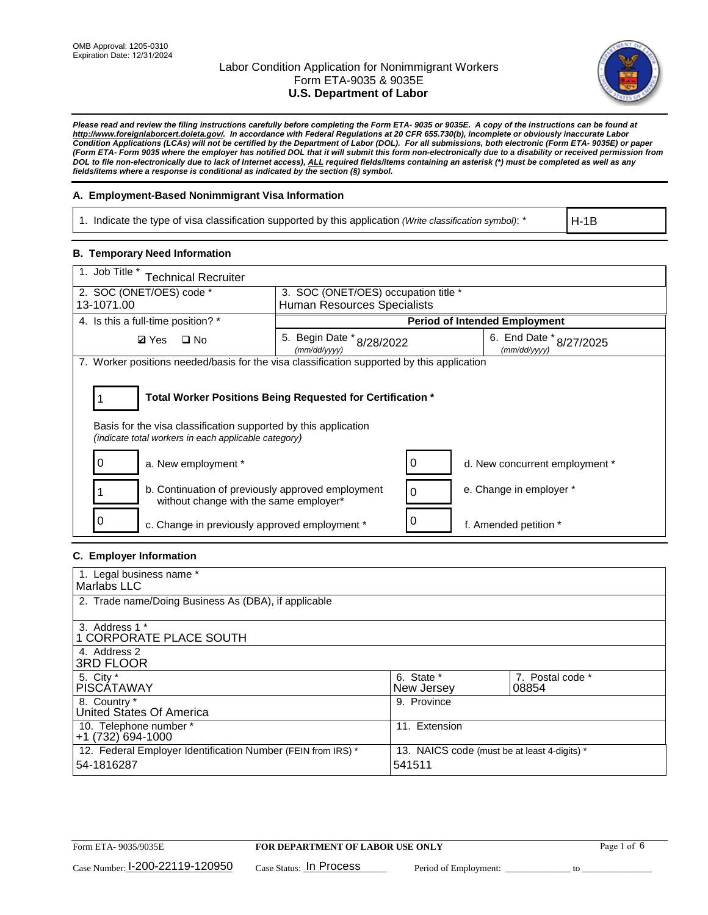OMB Approval: 1205-0310
Expiration Date: 12/31/2024

# Labor Condition Application for Nonimmigrant Workers
## Form ETA-9035 & 9035E
## U.S. Department of Labor

***Please read and review the filing instructions carefully before completing the Form ETA- 9035 or 9035E. A copy of the instructions can be found at http://www.foreignlaborcert.doleta.gov/. In accordance with Federal Regulations at 20 CFR 655.730(b), incomplete or obviously inaccurate Labor Condition Applications (LCAs) will not be certified by the Department of Labor (DOL). For all submissions, both electronic (Form ETA- 9035E) or paper (Form ETA- Form 9035 where the employer has notified DOL that it will submit this form non-electronically due to a disability or received permission from DOL to file non-electronically due to lack of Internet access), ALL required fields/items containing an asterisk (*) must be completed as well as any fields/items where a response is conditional as indicated by the section (§) symbol.***

### A. Employment-Based Nonimmigrant Visa Information

| 1. Indicate the type of visa classification supported by this application *(Write classification symbol)*: * | H-1B |
|---|---|

### B. Temporary Need Information

| 1. Job Title * Technical Recruiter | | |
|---|---|---|
| 2. SOC (ONET/OES) code * 13-1071.00 | 3. SOC (ONET/OES) occupation title * Human Resources Specialists | |
| 4. Is this a full-time position? * | **Period of Intended Employment** | |
| ☑ Yes ☐ No | 5. Begin Date * (mm/dd/yyyy) 8/28/2022 | 6. End Date * (mm/dd/yyyy) 8/27/2025 |

7. Worker positions needed/basis for the visa classification supported by this application

| 1 | **Total Worker Positions Being Requested for Certification *** |
|---|---|

Basis for the visa classification supported by this application
*(indicate total workers in each applicable category)*

| Count | Category | Count | Category |
|---|---|---|---|
| 0 | a. New employment * | 0 | d. New concurrent employment * |
| 1 | b. Continuation of previously approved employment without change with the same employer* | 0 | e. Change in employer * |
| 0 | c. Change in previously approved employment * | 0 | f. Amended petition * |

### C. Employer Information

| 1. Legal business name * Marlabs LLC | | |
|---|---|---|
| 2. Trade name/Doing Business As (DBA), if applicable | | |
| 3. Address 1 * 1 CORPORATE PLACE SOUTH | | |
| 4. Address 2 3RD FLOOR | | |
| 5. City * PISCATAWAY | 6. State * New Jersey | 7. Postal code * 08854 |
| 8. Country * United States Of America | 9. Province | |
| 10. Telephone number * +1 (732) 694-1000 | 11. Extension | |
| 12. Federal Employer Identification Number (FEIN from IRS) * 54-1816287 | 13. NAICS code (must be at least 4-digits) * 541511 | |

Form ETA- 9035/9035E | **FOR DEPARTMENT OF LABOR USE ONLY**

Case Number: I-200-22119-120950 Case Status: In Process Period of Employment: ______________ to ______________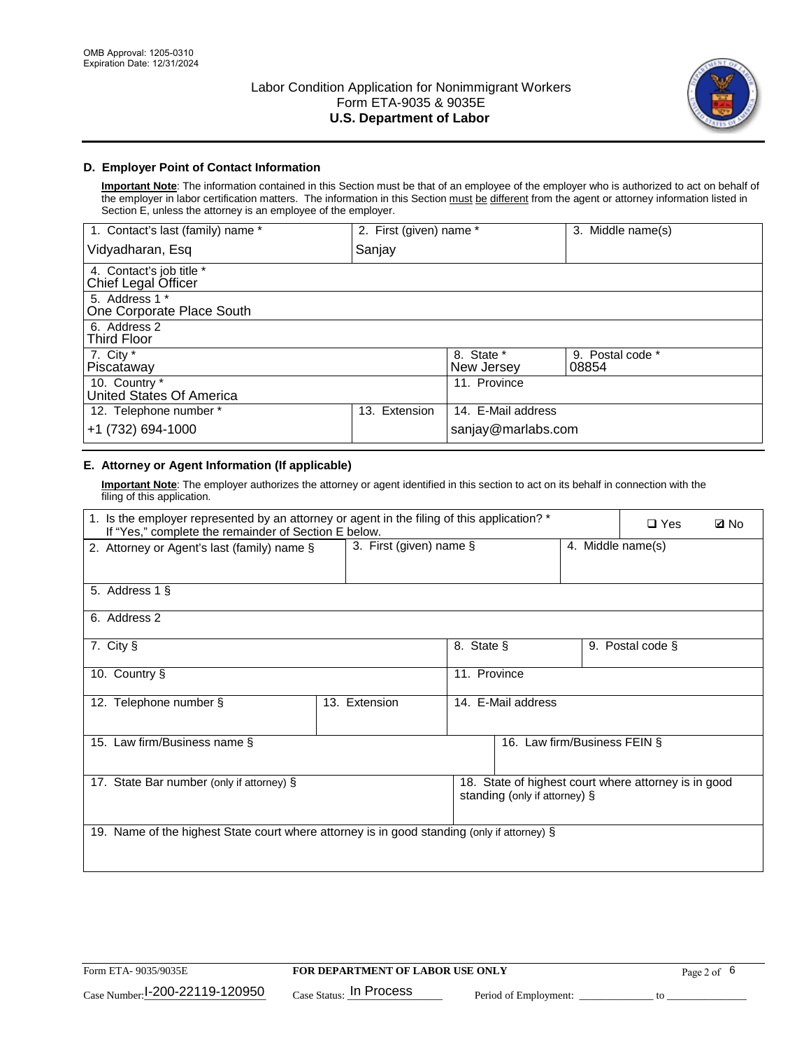OMB Approval: 1205-0310
Expiration Date: 12/31/2024

# Labor Condition Application for Nonimmigrant Workers
## Form ETA-9035 & 9035E
## U.S. Department of Labor

### D. Employer Point of Contact Information

**Important Note**: The information contained in this Section must be that of an employee of the employer who is authorized to act on behalf of the employer in labor certification matters. The information in this Section must be different from the agent or attorney information listed in Section E, unless the attorney is an employee of the employer.

| 1. Contact's last (family) name * | 2. First (given) name * | 3. Middle name(s) |
|---|---|---|
| Vidyadharan, Esq | Sanjay | |

| 4. Contact's job title * |
|---|
| Chief Legal Officer |
| 5. Address 1 * |
| One Corporate Place South |
| 6. Address 2 |
| Third Floor |

| 7. City * | 8. State * | 9. Postal code * |
|---|---|---|
| Piscataway | New Jersey | 08854 |

| 10. Country * | 11. Province |
|---|---|
| United States Of America | |

| 12. Telephone number * | 13. Extension | 14. E-Mail address |
|---|---|---|
| +1 (732) 694-1000 | | sanjay@marlabs.com |

### E. Attorney or Agent Information (If applicable)

**Important Note**: The employer authorizes the attorney or agent identified in this section to act on its behalf in connection with the filing of this application.

| 1. Is the employer represented by an attorney or agent in the filing of this application? * If "Yes," complete the remainder of Section E below. | ❑ Yes | ☑ No |
|---|---|---|

| 2. Attorney or Agent's last (family) name § | 3. First (given) name § | 4. Middle name(s) |
|---|---|---|
| | | |

| 5. Address 1 § |
|---|
| |
| 6. Address 2 |
| |

| 7. City § | 8. State § | 9. Postal code § |
|---|---|---|
| | | |

| 10. Country § | 11. Province |
|---|---|
| | |

| 12. Telephone number § | 13. Extension | 14. E-Mail address |
|---|---|---|
| | | |

| 15. Law firm/Business name § | 16. Law firm/Business FEIN § |
|---|---|
| | |

| 17. State Bar number (only if attorney) § | 18. State of highest court where attorney is in good standing (only if attorney) § |
|---|---|
| | |

| 19. Name of the highest State court where attorney is in good standing (only if attorney) § |
|---|
| |

Form ETA- 9035/9035E | FOR DEPARTMENT OF LABOR USE ONLY

Case Number: I-200-22119-120950 Case Status: In Process Period of Employment: _____________ to _______________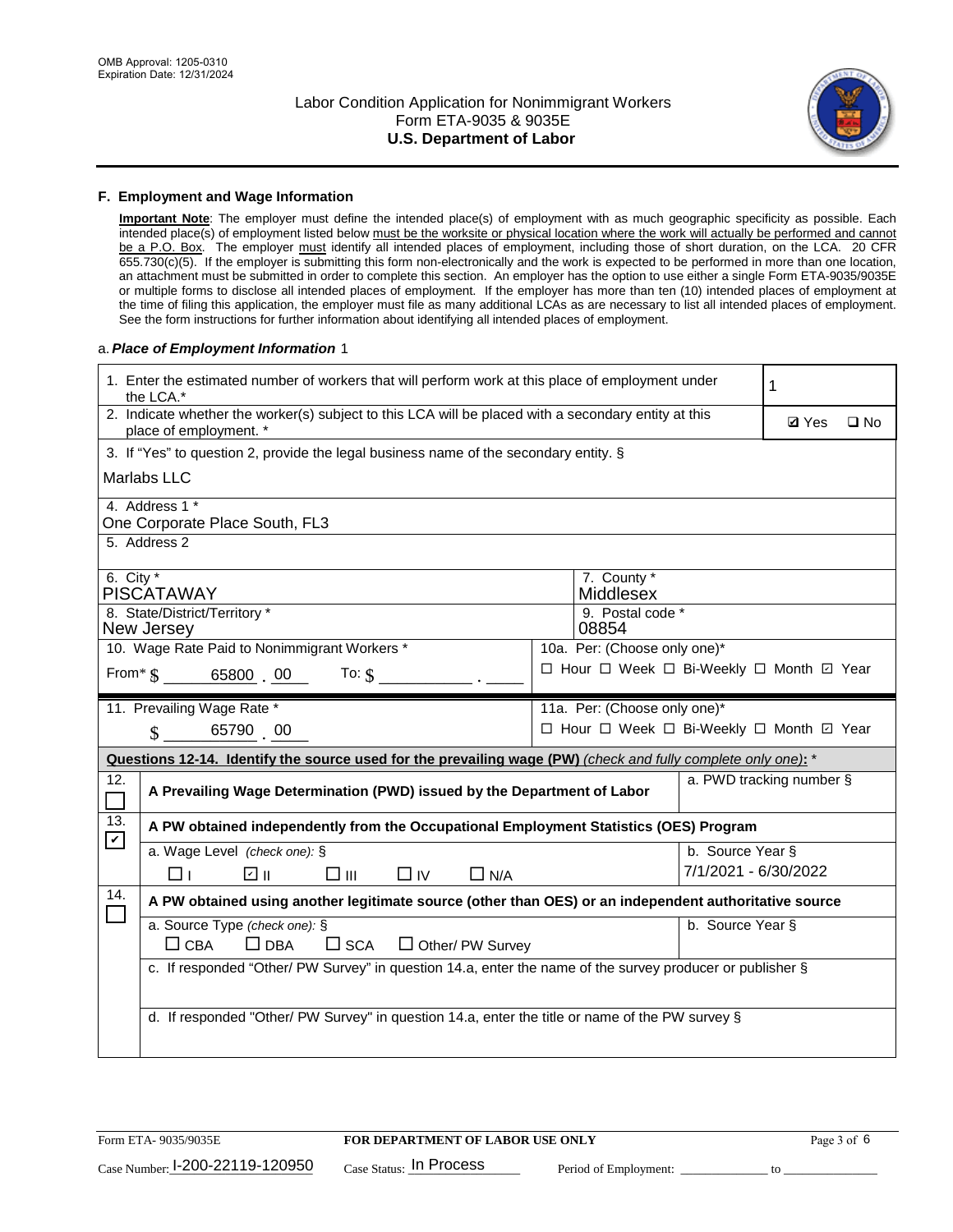# Labor Condition Application for Nonimmigrant Workers
## Form ETA-9035 & 9035E
## U.S. Department of Labor

OMB Approval: 1205-0310
Expiration Date: 12/31/2024

### F. Employment and Wage Information

**Important Note**: The employer must define the intended place(s) of employment with as much geographic specificity as possible. Each intended place(s) of employment listed below must be the worksite or physical location where the work will actually be performed and cannot be a P.O. Box. The employer must identify all intended places of employment, including those of short duration, on the LCA. 20 CFR 655.730(c)(5). If the employer is submitting this form non-electronically and the work is expected to be performed in more than one location, an attachment must be submitted in order to complete this section. An employer has the option to use either a single Form ETA-9035/9035E or multiple forms to disclose all intended places of employment. If the employer has more than ten (10) intended places of employment at the time of filing this application, the employer must file as many additional LCAs as are necessary to list all intended places of employment. See the form instructions for further information about identifying all intended places of employment.

a. *Place of Employment Information* 1

1. Enter the estimated number of workers that will perform work at this place of employment under the LCA.* **1**

2. Indicate whether the worker(s) subject to this LCA will be placed with a secondary entity at this place of employment. * ☑ Yes ☐ No

3. If "Yes" to question 2, provide the legal business name of the secondary entity. §
Marlabs LLC

4. Address 1 *
One Corporate Place South, FL3

5. Address 2

6. City *
PISCATAWAY

7. County *
Middlesex

8. State/District/Territory *
New Jersey

9. Postal code *
08854

10. Wage Rate Paid to Nonimmigrant Workers *
From* $ 65800 . 00 To: $ ______ . ____

10a. Per: (Choose only one)*
☐ Hour ☐ Week ☐ Bi-Weekly ☐ Month ☑ Year

11. Prevailing Wage Rate *
$ 65790 . 00

11a. Per: (Choose only one)*
☐ Hour ☐ Week ☐ Bi-Weekly ☐ Month ☑ Year

**Questions 12-14. Identify the source used for the prevailing wage (PW)** *(check and fully complete only one)*: *

12. ☐ **A Prevailing Wage Determination (PWD) issued by the Department of Labor**
a. PWD tracking number §

13. ☑ **A PW obtained independently from the Occupational Employment Statistics (OES) Program**
a. Wage Level *(check one)*: §
☐ I ☑ II ☐ III ☐ IV ☐ N/A
b. Source Year §
7/1/2021 - 6/30/2022

14. ☐ **A PW obtained using another legitimate source (other than OES) or an independent authoritative source**
a. Source Type *(check one)*: §
☐ CBA ☐ DBA ☐ SCA ☐ Other/ PW Survey
b. Source Year §
c. If responded "Other/ PW Survey" in question 14.a, enter the name of the survey producer or publisher §
d. If responded "Other/ PW Survey" in question 14.a, enter the title or name of the PW survey §

Form ETA- 9035/9035E — **FOR DEPARTMENT OF LABOR USE ONLY**

Case Number: I-200-22119-120950 Case Status: In Process Period of Employment: ______ to ______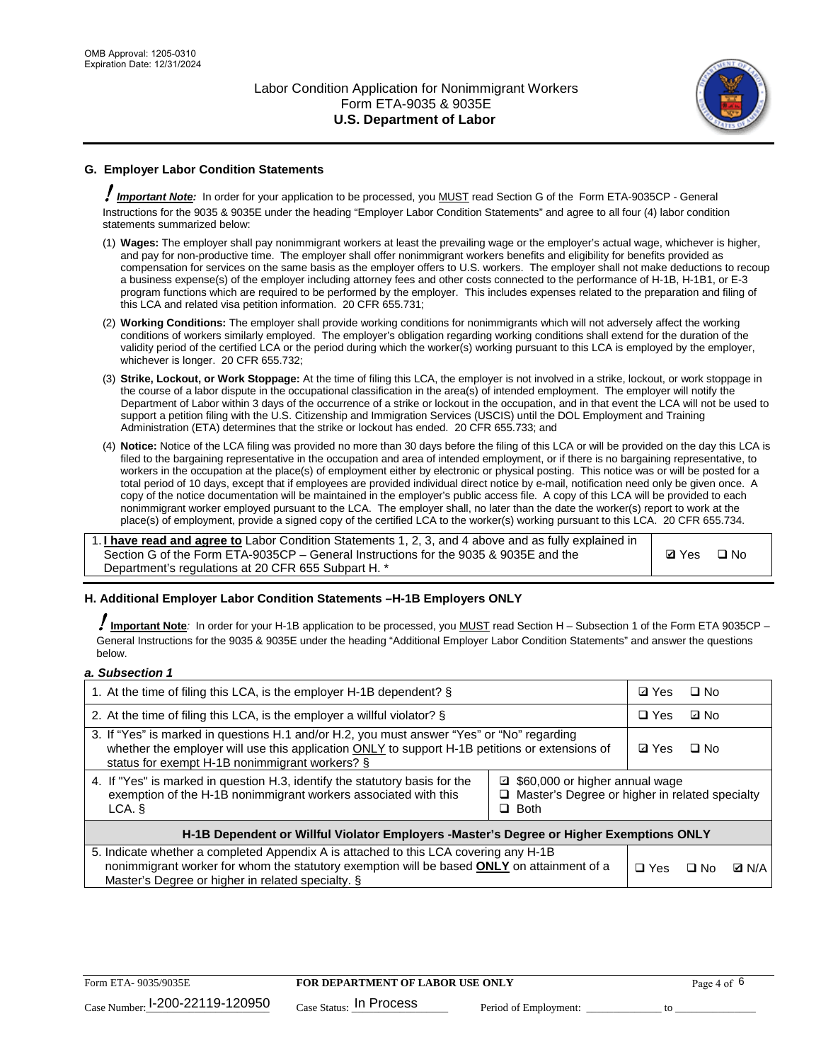## G. Employer Labor Condition Statements

! ***Important Note:*** In order for your application to be processed, you MUST read Section G of the Form ETA-9035CP - General Instructions for the 9035 & 9035E under the heading "Employer Labor Condition Statements" and agree to all four (4) labor condition statements summarized below:

(1) **Wages:** The employer shall pay nonimmigrant workers at least the prevailing wage or the employer's actual wage, whichever is higher, and pay for non-productive time. The employer shall offer nonimmigrant workers benefits and eligibility for benefits provided as compensation for services on the same basis as the employer offers to U.S. workers. The employer shall not make deductions to recoup a business expense(s) of the employer including attorney fees and other costs connected to the performance of H-1B, H-1B1, or E-3 program functions which are required to be performed by the employer. This includes expenses related to the preparation and filing of this LCA and related visa petition information. 20 CFR 655.731;

(2) **Working Conditions:** The employer shall provide working conditions for nonimmigrants which will not adversely affect the working conditions of workers similarly employed. The employer's obligation regarding working conditions shall extend for the duration of the validity period of the certified LCA or the period during which the worker(s) working pursuant to this LCA is employed by the employer, whichever is longer. 20 CFR 655.732;

(3) **Strike, Lockout, or Work Stoppage:** At the time of filing this LCA, the employer is not involved in a strike, lockout, or work stoppage in the course of a labor dispute in the occupational classification in the area(s) of intended employment. The employer will notify the Department of Labor within 3 days of the occurrence of a strike or lockout in the occupation, and in that event the LCA will not be used to support a petition filing with the U.S. Citizenship and Immigration Services (USCIS) until the DOL Employment and Training Administration (ETA) determines that the strike or lockout has ended. 20 CFR 655.733; and

(4) **Notice:** Notice of the LCA filing was provided no more than 30 days before the filing of this LCA or will be provided on the day this LCA is filed to the bargaining representative in the occupation and area of intended employment, or if there is no bargaining representative, to workers in the occupation at the place(s) of employment either by electronic or physical posting. This notice was or will be posted for a total period of 10 days, except that if employees are provided individual direct notice by e-mail, notification need only be given once. A copy of the notice documentation will be maintained in the employer's public access file. A copy of this LCA will be provided to each nonimmigrant worker employed pursuant to the LCA. The employer shall, no later than the date the worker(s) report to work at the place(s) of employment, provide a signed copy of the certified LCA to the worker(s) working pursuant to this LCA. 20 CFR 655.734.

| | |
|---|---|
| 1. **I have read and agree to** Labor Condition Statements 1, 2, 3, and 4 above and as fully explained in Section G of the Form ETA-9035CP – General Instructions for the 9035 & 9035E and the Department's regulations at 20 CFR 655 Subpart H. * | ☑ Yes ☐ No |

## H. Additional Employer Labor Condition Statements –H-1B Employers ONLY

! **Important Note**: In order for your H-1B application to be processed, you MUST read Section H – Subsection 1 of the Form ETA 9035CP – General Instructions for the 9035 & 9035E under the heading "Additional Employer Labor Condition Statements" and answer the questions below.

***a. Subsection 1***

| | | |
|---|---|---|
| 1. At the time of filing this LCA, is the employer H-1B dependent? § | | ☑ Yes ☐ No |
| 2. At the time of filing this LCA, is the employer a willful violator? § | | ☐ Yes ☑ No |
| 3. If "Yes" is marked in questions H.1 and/or H.2, you must answer "Yes" or "No" regarding whether the employer will use this application ONLY to support H-1B petitions or extensions of status for exempt H-1B nonimmigrant workers? § | | ☑ Yes ☐ No |
| 4. If "Yes" is marked in question H.3, identify the statutory basis for the exemption of the H-1B nonimmigrant workers associated with this LCA. § | ☑ $60,000 or higher annual wage<br>☐ Master's Degree or higher in related specialty<br>☐ Both | |
| **H-1B Dependent or Willful Violator Employers -Master's Degree or Higher Exemptions ONLY** | | |
| 5. Indicate whether a completed Appendix A is attached to this LCA covering any H-1B nonimmigrant worker for whom the statutory exemption will be based **ONLY** on attainment of a Master's Degree or higher in related specialty. § | | ☐ Yes ☐ No ☑ N/A |

Form ETA- 9035/9035E | **FOR DEPARTMENT OF LABOR USE ONLY**

Case Number: I-200-22119-120950 Case Status: In Process Period of Employment: _____________ to _______________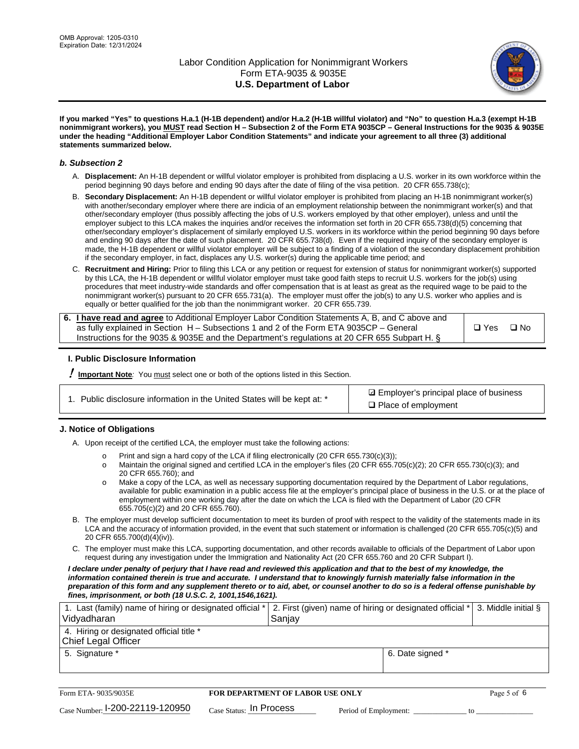**If you marked "Yes" to questions H.a.1 (H-1B dependent) and/or H.a.2 (H-1B willful violator) and "No" to question H.a.3 (exempt H-1B nonimmigrant workers), you MUST read Section H – Subsection 2 of the Form ETA 9035CP – General Instructions for the 9035 & 9035E under the heading "Additional Employer Labor Condition Statements" and indicate your agreement to all three (3) additional statements summarized below.**

### *b. Subsection 2*

A. **Displacement:** An H-1B dependent or willful violator employer is prohibited from displacing a U.S. worker in its own workforce within the period beginning 90 days before and ending 90 days after the date of filing of the visa petition. 20 CFR 655.738(c);

B. **Secondary Displacement:** An H-1B dependent or willful violator employer is prohibited from placing an H-1B nonimmigrant worker(s) with another/secondary employer where there are indicia of an employment relationship between the nonimmigrant worker(s) and that other/secondary employer (thus possibly affecting the jobs of U.S. workers employed by that other employer), unless and until the employer subject to this LCA makes the inquiries and/or receives the information set forth in 20 CFR 655.738(d)(5) concerning that other/secondary employer's displacement of similarly employed U.S. workers in its workforce within the period beginning 90 days before and ending 90 days after the date of such placement. 20 CFR 655.738(d). Even if the required inquiry of the secondary employer is made, the H-1B dependent or willful violator employer will be subject to a finding of a violation of the secondary displacement prohibition if the secondary employer, in fact, displaces any U.S. worker(s) during the applicable time period; and

C. **Recruitment and Hiring:** Prior to filing this LCA or any petition or request for extension of status for nonimmigrant worker(s) supported by this LCA, the H-1B dependent or willful violator employer must take good faith steps to recruit U.S. workers for the job(s) using procedures that meet industry-wide standards and offer compensation that is at least as great as the required wage to be paid to the nonimmigrant worker(s) pursuant to 20 CFR 655.731(a). The employer must offer the job(s) to any U.S. worker who applies and is equally or better qualified for the job than the nonimmigrant worker. 20 CFR 655.739.

| 6. **I have read and agree** to Additional Employer Labor Condition Statements A, B, and C above and as fully explained in Section H – Subsections 1 and 2 of the Form ETA 9035CP – General Instructions for the 9035 & 9035E and the Department's regulations at 20 CFR 655 Subpart H. § | ❑ Yes ❑ No |
|---|---|

## I. Public Disclosure Information

**! Important Note**: You must select one or both of the options listed in this Section.

| 1. Public disclosure information in the United States will be kept at: * | ☑ Employer's principal place of business<br>❑ Place of employment |
|---|---|

## J. Notice of Obligations

A. Upon receipt of the certified LCA, the employer must take the following actions:

- o Print and sign a hard copy of the LCA if filing electronically (20 CFR 655.730(c)(3));
- o Maintain the original signed and certified LCA in the employer's files (20 CFR 655.705(c)(2); 20 CFR 655.730(c)(3); and 20 CFR 655.760); and
- o Make a copy of the LCA, as well as necessary supporting documentation required by the Department of Labor regulations, available for public examination in a public access file at the employer's principal place of business in the U.S. or at the place of employment within one working day after the date on which the LCA is filed with the Department of Labor (20 CFR 655.705(c)(2) and 20 CFR 655.760).

B. The employer must develop sufficient documentation to meet its burden of proof with respect to the validity of the statements made in its LCA and the accuracy of information provided, in the event that such statement or information is challenged (20 CFR 655.705(c)(5) and 20 CFR 655.700(d)(4)(iv)).

C. The employer must make this LCA, supporting documentation, and other records available to officials of the Department of Labor upon request during any investigation under the Immigration and Nationality Act (20 CFR 655.760 and 20 CFR Subpart I).

***I declare under penalty of perjury that I have read and reviewed this application and that to the best of my knowledge, the information contained therein is true and accurate. I understand that to knowingly furnish materially false information in the preparation of this form and any supplement thereto or to aid, abet, or counsel another to do so is a federal offense punishable by fines, imprisonment, or both (18 U.S.C. 2, 1001,1546,1621).***

| 1. Last (family) name of hiring or designated official *<br>Vidyadharan | 2. First (given) name of hiring or designated official *<br>Sanjay | 3. Middle initial § |
|---|---|---|
| 4. Hiring or designated official title *<br>Chief Legal Officer | | |
| 5. Signature * | 6. Date signed * | |

| Form ETA- 9035/9035E | FOR DEPARTMENT OF LABOR USE ONLY | |
|---|---|---|
| Case Number: I-200-22119-120950 | Case Status: In Process | Period of Employment: _____________ to _____________ |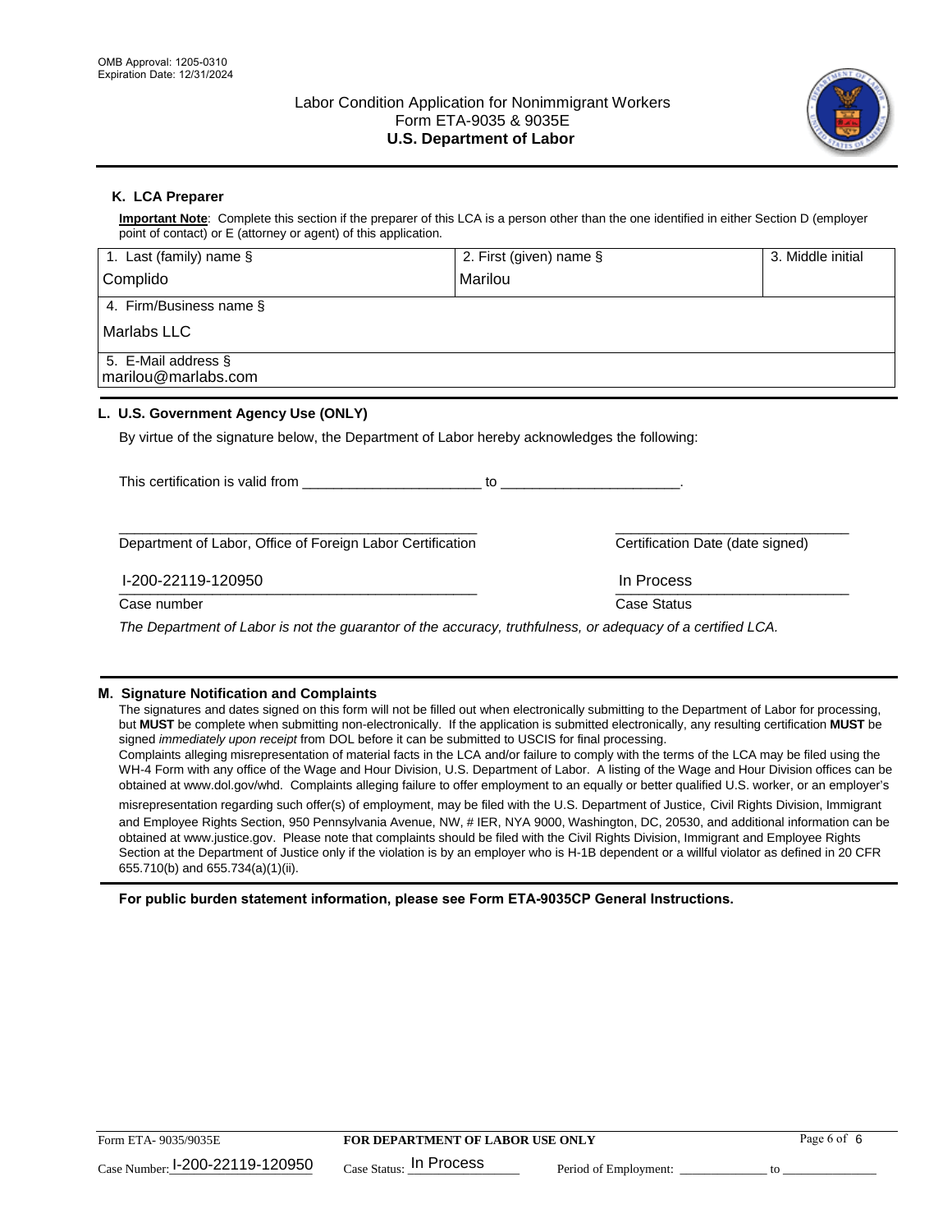OMB Approval: 1205-0310
Expiration Date: 12/31/2024

Labor Condition Application for Nonimmigrant Workers
Form ETA-9035 & 9035E
**U.S. Department of Labor**

### K. LCA Preparer

**Important Note**: Complete this section if the preparer of this LCA is a person other than the one identified in either Section D (employer point of contact) or E (attorney or agent) of this application.

| 1. Last (family) name § | 2. First (given) name § | 3. Middle initial |
|---|---|---|
| Complido | Marilou | |
| 4. Firm/Business name § | | |
| Marlabs LLC | | |
| 5. E-Mail address § | | |
| marilou@marlabs.com | | |

### L. U.S. Government Agency Use (ONLY)

By virtue of the signature below, the Department of Labor hereby acknowledges the following:

This certification is valid from _______________________ to _______________________.

_______________________________________________ Department of Labor, Office of Foreign Labor Certification

_______________________________ Certification Date (date signed)

I-200-22119-120950
Case number

In Process
Case Status

*The Department of Labor is not the guarantor of the accuracy, truthfulness, or adequacy of a certified LCA.*

### M. Signature Notification and Complaints

The signatures and dates signed on this form will not be filled out when electronically submitting to the Department of Labor for processing, but **MUST** be complete when submitting non-electronically. If the application is submitted electronically, any resulting certification **MUST** be signed *immediately upon receipt* from DOL before it can be submitted to USCIS for final processing.

Complaints alleging misrepresentation of material facts in the LCA and/or failure to comply with the terms of the LCA may be filed using the WH-4 Form with any office of the Wage and Hour Division, U.S. Department of Labor. A listing of the Wage and Hour Division offices can be obtained at www.dol.gov/whd. Complaints alleging failure to offer employment to an equally or better qualified U.S. worker, or an employer's misrepresentation regarding such offer(s) of employment, may be filed with the U.S. Department of Justice, Civil Rights Division, Immigrant and Employee Rights Section, 950 Pennsylvania Avenue, NW, # IER, NYA 9000, Washington, DC, 20530, and additional information can be obtained at www.justice.gov. Please note that complaints should be filed with the Civil Rights Division, Immigrant and Employee Rights Section at the Department of Justice only if the violation is by an employer who is H-1B dependent or a willful violator as defined in 20 CFR 655.710(b) and 655.734(a)(1)(ii).

**For public burden statement information, please see Form ETA-9035CP General Instructions.**

Form ETA- 9035/9035E — **FOR DEPARTMENT OF LABOR USE ONLY**

Case Number: I-200-22119-120950 Case Status: In Process Period of Employment: _____________ to _____________